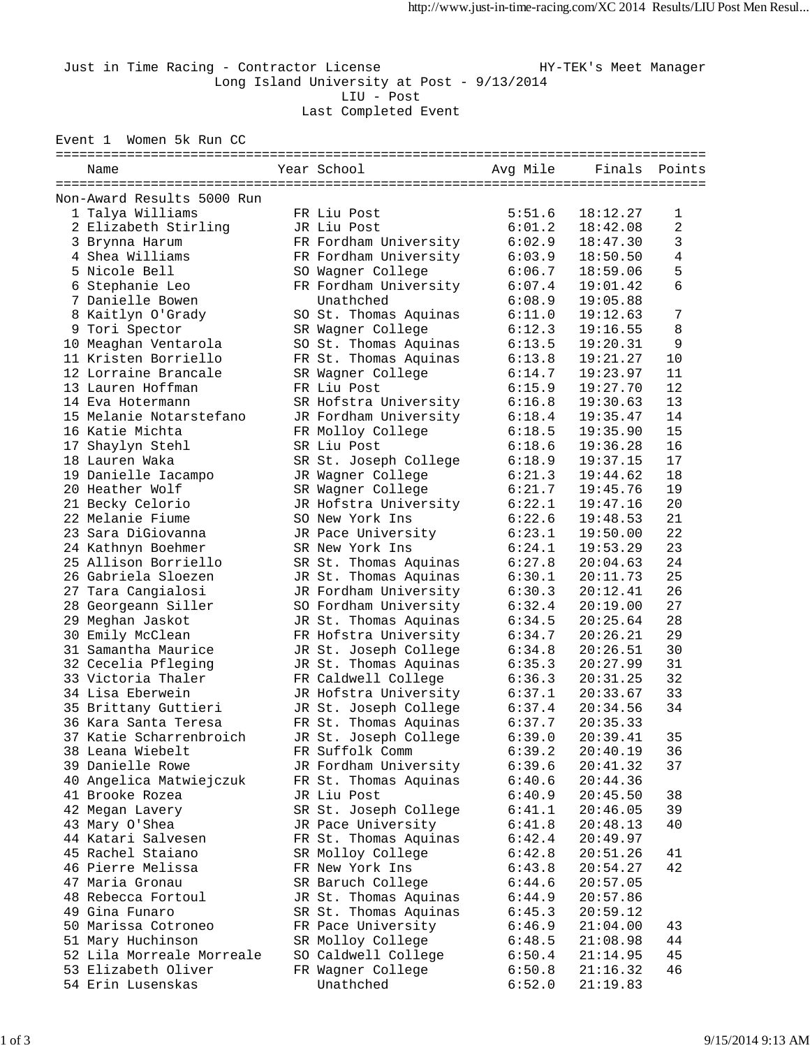Just in Time Racing - Contractor License HY-TEK's Meet Manager

Long Island University at Post - 9/13/2014

LIU - Post

Last Completed Event

## Event 1 Women 5k Run CC

Non-Award Results 5000 Run

| Place | Name | Year | School | Avg Mile | Finals | Points |
|---|---|---|---|---|---|---|
| 1 | Talya Williams | FR | Liu Post | 5:51.6 | 18:12.27 | 1 |
| 2 | Elizabeth Stirling | JR | Liu Post | 6:01.2 | 18:42.08 | 2 |
| 3 | Brynna Harum | FR | Fordham University | 6:02.9 | 18:47.30 | 3 |
| 4 | Shea Williams | FR | Fordham University | 6:03.9 | 18:50.50 | 4 |
| 5 | Nicole Bell | SO | Wagner College | 6:06.7 | 18:59.06 | 5 |
| 6 | Stephanie Leo | FR | Fordham University | 6:07.4 | 19:01.42 | 6 |
| 7 | Danielle Bowen | | Unathched | 6:08.9 | 19:05.88 | |
| 8 | Kaitlyn O'Grady | SO | St. Thomas Aquinas | 6:11.0 | 19:12.63 | 7 |
| 9 | Tori Spector | SR | Wagner College | 6:12.3 | 19:16.55 | 8 |
| 10 | Meaghan Ventarola | SO | St. Thomas Aquinas | 6:13.5 | 19:20.31 | 9 |
| 11 | Kristen Borriello | FR | St. Thomas Aquinas | 6:13.8 | 19:21.27 | 10 |
| 12 | Lorraine Brancale | SR | Wagner College | 6:14.7 | 19:23.97 | 11 |
| 13 | Lauren Hoffman | FR | Liu Post | 6:15.9 | 19:27.70 | 12 |
| 14 | Eva Hotermann | SR | Hofstra University | 6:16.8 | 19:30.63 | 13 |
| 15 | Melanie Notarstefano | JR | Fordham University | 6:18.4 | 19:35.47 | 14 |
| 16 | Katie Michta | FR | Molloy College | 6:18.5 | 19:35.90 | 15 |
| 17 | Shaylyn Stehl | SR | Liu Post | 6:18.6 | 19:36.28 | 16 |
| 18 | Lauren Waka | SR | St. Joseph College | 6:18.9 | 19:37.15 | 17 |
| 19 | Danielle Iacampo | JR | Wagner College | 6:21.3 | 19:44.62 | 18 |
| 20 | Heather Wolf | SR | Wagner College | 6:21.7 | 19:45.76 | 19 |
| 21 | Becky Celorio | JR | Hofstra University | 6:22.1 | 19:47.16 | 20 |
| 22 | Melanie Fiume | SO | New York Ins | 6:22.6 | 19:48.53 | 21 |
| 23 | Sara DiGiovanna | JR | Pace University | 6:23.1 | 19:50.00 | 22 |
| 24 | Kathnyn Boehmer | SR | New York Ins | 6:24.1 | 19:53.29 | 23 |
| 25 | Allison Borriello | SR | St. Thomas Aquinas | 6:27.8 | 20:04.63 | 24 |
| 26 | Gabriela Sloezen | JR | St. Thomas Aquinas | 6:30.1 | 20:11.73 | 25 |
| 27 | Tara Cangialosi | JR | Fordham University | 6:30.3 | 20:12.41 | 26 |
| 28 | Georgeann Siller | SO | Fordham University | 6:32.4 | 20:19.00 | 27 |
| 29 | Meghan Jaskot | JR | St. Thomas Aquinas | 6:34.5 | 20:25.64 | 28 |
| 30 | Emily McClean | FR | Hofstra University | 6:34.7 | 20:26.21 | 29 |
| 31 | Samantha Maurice | JR | St. Joseph College | 6:34.8 | 20:26.51 | 30 |
| 32 | Cecelia Pfleging | JR | St. Thomas Aquinas | 6:35.3 | 20:27.99 | 31 |
| 33 | Victoria Thaler | FR | Caldwell College | 6:36.3 | 20:31.25 | 32 |
| 34 | Lisa Eberwein | JR | Hofstra University | 6:37.1 | 20:33.67 | 33 |
| 35 | Brittany Guttieri | JR | St. Joseph College | 6:37.4 | 20:34.56 | 34 |
| 36 | Kara Santa Teresa | FR | St. Thomas Aquinas | 6:37.7 | 20:35.33 | |
| 37 | Katie Scharrenbroich | JR | St. Joseph College | 6:39.0 | 20:39.41 | 35 |
| 38 | Leana Wiebelt | FR | Suffolk Comm | 6:39.2 | 20:40.19 | 36 |
| 39 | Danielle Rowe | JR | Fordham University | 6:39.6 | 20:41.32 | 37 |
| 40 | Angelica Matwiejczuk | FR | St. Thomas Aquinas | 6:40.6 | 20:44.36 | |
| 41 | Brooke Rozea | JR | Liu Post | 6:40.9 | 20:45.50 | 38 |
| 42 | Megan Lavery | SR | St. Joseph College | 6:41.1 | 20:46.05 | 39 |
| 43 | Mary O'Shea | JR | Pace University | 6:41.8 | 20:48.13 | 40 |
| 44 | Katari Salvesen | FR | St. Thomas Aquinas | 6:42.4 | 20:49.97 | |
| 45 | Rachel Staiano | SR | Molloy College | 6:42.8 | 20:51.26 | 41 |
| 46 | Pierre Melissa | FR | New York Ins | 6:43.8 | 20:54.27 | 42 |
| 47 | Maria Gronau | SR | Baruch College | 6:44.6 | 20:57.05 | |
| 48 | Rebecca Fortoul | JR | St. Thomas Aquinas | 6:44.9 | 20:57.86 | |
| 49 | Gina Funaro | SR | St. Thomas Aquinas | 6:45.3 | 20:59.12 | |
| 50 | Marissa Cotroneo | FR | Pace University | 6:46.9 | 21:04.00 | 43 |
| 51 | Mary Huchinson | SR | Molloy College | 6:48.5 | 21:08.98 | 44 |
| 52 | Lila Morreale Morreale | SO | Caldwell College | 6:50.4 | 21:14.95 | 45 |
| 53 | Elizabeth Oliver | FR | Wagner College | 6:50.8 | 21:16.32 | 46 |
| 54 | Erin Lusenskas | | Unathched | 6:52.0 | 21:19.83 | |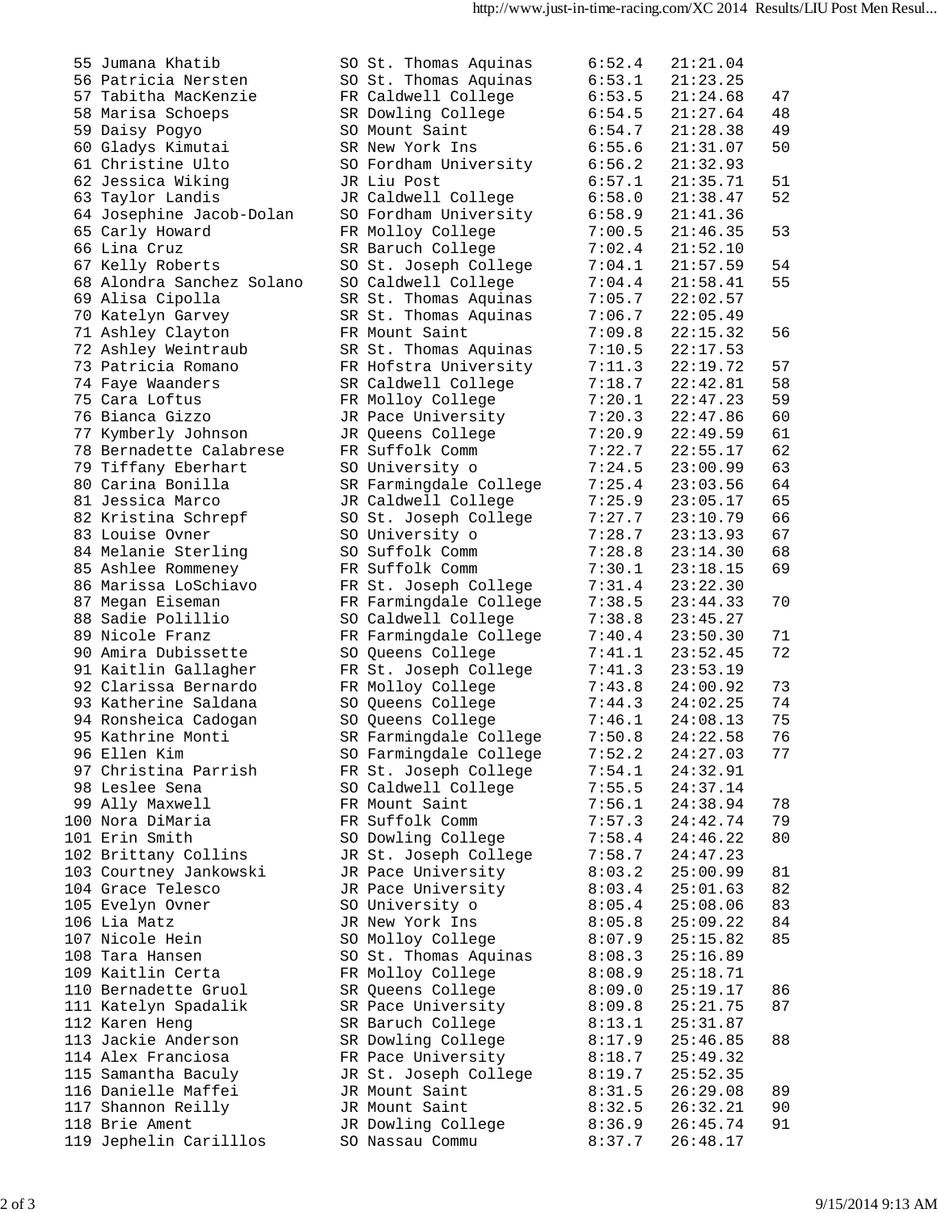| Place | Name | Year | School | Pace | Time | Score |
|---|---|---|---|---|---|---|
| 55 | Jumana Khatib | SO | St. Thomas Aquinas | 6:52.4 | 21:21.04 | |
| 56 | Patricia Nersten | SO | St. Thomas Aquinas | 6:53.1 | 21:23.25 | |
| 57 | Tabitha MacKenzie | FR | Caldwell College | 6:53.5 | 21:24.68 | 47 |
| 58 | Marisa Schoeps | SR | Dowling College | 6:54.5 | 21:27.64 | 48 |
| 59 | Daisy Pogyo | SO | Mount Saint | 6:54.7 | 21:28.38 | 49 |
| 60 | Gladys Kimutai | SR | New York Ins | 6:55.6 | 21:31.07 | 50 |
| 61 | Christine Ulto | SO | Fordham University | 6:56.2 | 21:32.93 | |
| 62 | Jessica Wiking | JR | Liu Post | 6:57.1 | 21:35.71 | 51 |
| 63 | Taylor Landis | JR | Caldwell College | 6:58.0 | 21:38.47 | 52 |
| 64 | Josephine Jacob-Dolan | SO | Fordham University | 6:58.9 | 21:41.36 | |
| 65 | Carly Howard | FR | Molloy College | 7:00.5 | 21:46.35 | 53 |
| 66 | Lina Cruz | SR | Baruch College | 7:02.4 | 21:52.10 | |
| 67 | Kelly Roberts | SO | St. Joseph College | 7:04.1 | 21:57.59 | 54 |
| 68 | Alondra Sanchez Solano | SO | Caldwell College | 7:04.4 | 21:58.41 | 55 |
| 69 | Alisa Cipolla | SR | St. Thomas Aquinas | 7:05.7 | 22:02.57 | |
| 70 | Katelyn Garvey | SR | St. Thomas Aquinas | 7:06.7 | 22:05.49 | |
| 71 | Ashley Clayton | FR | Mount Saint | 7:09.8 | 22:15.32 | 56 |
| 72 | Ashley Weintraub | SR | St. Thomas Aquinas | 7:10.5 | 22:17.53 | |
| 73 | Patricia Romano | FR | Hofstra University | 7:11.3 | 22:19.72 | 57 |
| 74 | Faye Waanders | SR | Caldwell College | 7:18.7 | 22:42.81 | 58 |
| 75 | Cara Loftus | FR | Molloy College | 7:20.1 | 22:47.23 | 59 |
| 76 | Bianca Gizzo | JR | Pace University | 7:20.3 | 22:47.86 | 60 |
| 77 | Kymberly Johnson | JR | Queens College | 7:20.9 | 22:49.59 | 61 |
| 78 | Bernadette Calabrese | FR | Suffolk Comm | 7:22.7 | 22:55.17 | 62 |
| 79 | Tiffany Eberhart | SO | University o | 7:24.5 | 23:00.99 | 63 |
| 80 | Carina Bonilla | SR | Farmingdale College | 7:25.4 | 23:03.56 | 64 |
| 81 | Jessica Marco | JR | Caldwell College | 7:25.9 | 23:05.17 | 65 |
| 82 | Kristina Schrepf | SO | St. Joseph College | 7:27.7 | 23:10.79 | 66 |
| 83 | Louise Ovner | SO | University o | 7:28.7 | 23:13.93 | 67 |
| 84 | Melanie Sterling | SO | Suffolk Comm | 7:28.8 | 23:14.30 | 68 |
| 85 | Ashlee Rommeney | FR | Suffolk Comm | 7:30.1 | 23:18.15 | 69 |
| 86 | Marissa LoSchiavo | FR | St. Joseph College | 7:31.4 | 23:22.30 | |
| 87 | Megan Eiseman | FR | Farmingdale College | 7:38.5 | 23:44.33 | 70 |
| 88 | Sadie Polillio | SO | Caldwell College | 7:38.8 | 23:45.27 | |
| 89 | Nicole Franz | FR | Farmingdale College | 7:40.4 | 23:50.30 | 71 |
| 90 | Amira Dubissette | SO | Queens College | 7:41.1 | 23:52.45 | 72 |
| 91 | Kaitlin Gallagher | FR | St. Joseph College | 7:41.3 | 23:53.19 | |
| 92 | Clarissa Bernardo | FR | Molloy College | 7:43.8 | 24:00.92 | 73 |
| 93 | Katherine Saldana | SO | Queens College | 7:44.3 | 24:02.25 | 74 |
| 94 | Ronsheica Cadogan | SO | Queens College | 7:46.1 | 24:08.13 | 75 |
| 95 | Kathrine Monti | SR | Farmingdale College | 7:50.8 | 24:22.58 | 76 |
| 96 | Ellen Kim | SO | Farmingdale College | 7:52.2 | 24:27.03 | 77 |
| 97 | Christina Parrish | FR | St. Joseph College | 7:54.1 | 24:32.91 | |
| 98 | Leslee Sena | SO | Caldwell College | 7:55.5 | 24:37.14 | |
| 99 | Ally Maxwell | FR | Mount Saint | 7:56.1 | 24:38.94 | 78 |
| 100 | Nora DiMaria | FR | Suffolk Comm | 7:57.3 | 24:42.74 | 79 |
| 101 | Erin Smith | SO | Dowling College | 7:58.4 | 24:46.22 | 80 |
| 102 | Brittany Collins | JR | St. Joseph College | 7:58.7 | 24:47.23 | |
| 103 | Courtney Jankowski | JR | Pace University | 8:03.2 | 25:00.99 | 81 |
| 104 | Grace Telesco | JR | Pace University | 8:03.4 | 25:01.63 | 82 |
| 105 | Evelyn Ovner | SO | University o | 8:05.4 | 25:08.06 | 83 |
| 106 | Lia Matz | JR | New York Ins | 8:05.8 | 25:09.22 | 84 |
| 107 | Nicole Hein | SO | Molloy College | 8:07.9 | 25:15.82 | 85 |
| 108 | Tara Hansen | SO | St. Thomas Aquinas | 8:08.3 | 25:16.89 | |
| 109 | Kaitlin Certa | FR | Molloy College | 8:08.9 | 25:18.71 | |
| 110 | Bernadette Gruol | SR | Queens College | 8:09.0 | 25:19.17 | 86 |
| 111 | Katelyn Spadalik | SR | Pace University | 8:09.8 | 25:21.75 | 87 |
| 112 | Karen Heng | SR | Baruch College | 8:13.1 | 25:31.87 | |
| 113 | Jackie Anderson | SR | Dowling College | 8:17.9 | 25:46.85 | 88 |
| 114 | Alex Franciosa | FR | Pace University | 8:18.7 | 25:49.32 | |
| 115 | Samantha Baculy | JR | St. Joseph College | 8:19.7 | 25:52.35 | |
| 116 | Danielle Maffei | JR | Mount Saint | 8:31.5 | 26:29.08 | 89 |
| 117 | Shannon Reilly | JR | Mount Saint | 8:32.5 | 26:32.21 | 90 |
| 118 | Brie Ament | JR | Dowling College | 8:36.9 | 26:45.74 | 91 |
| 119 | Jephelin Carilllos | SO | Nassau Commu | 8:37.7 | 26:48.17 | |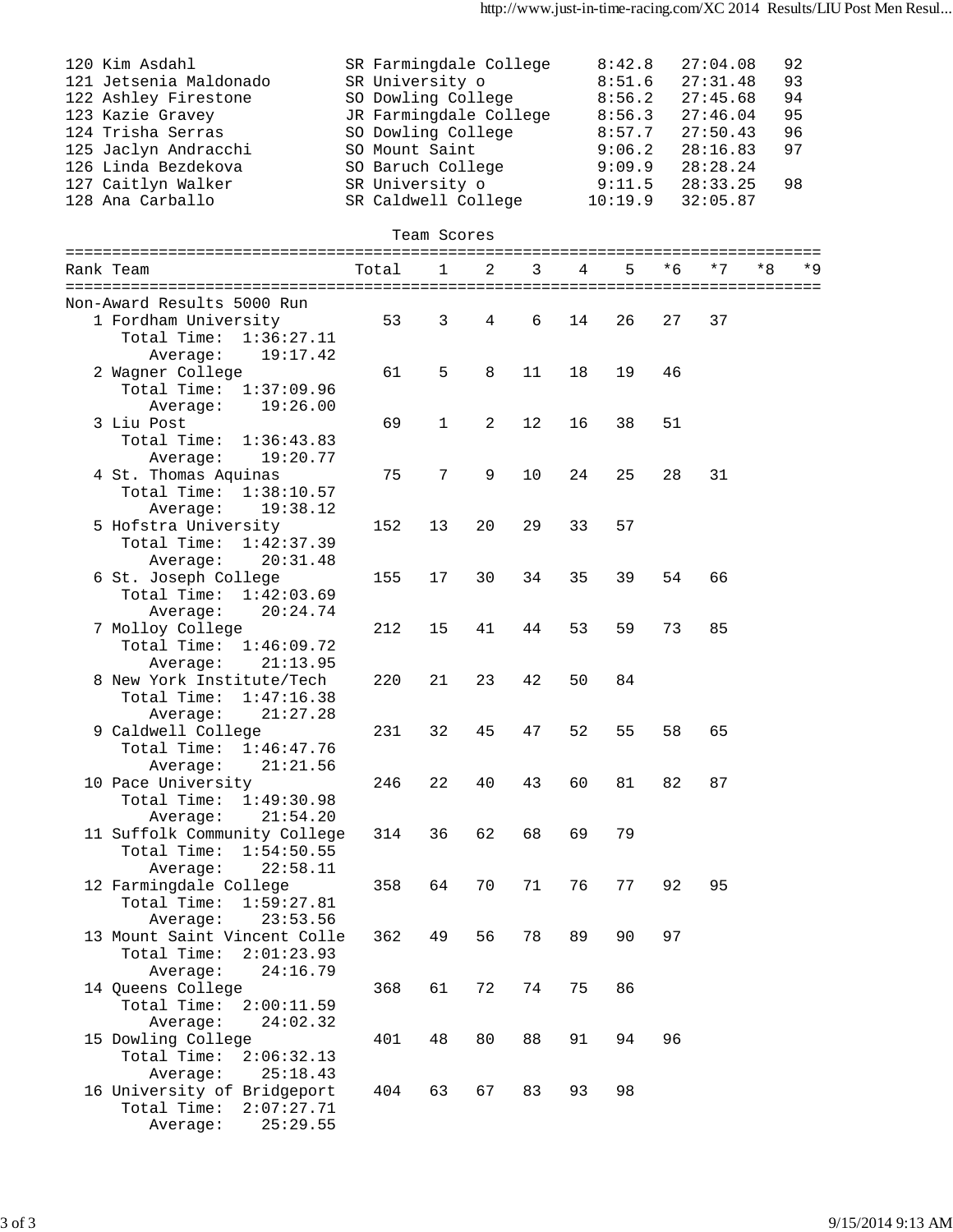| Place | Name | Year | School | Pace | Time | Points |
|---|---|---|---|---|---|---|
| 120 | Kim Asdahl | SR | Farmingdale College | 8:42.8 | 27:04.08 | 92 |
| 121 | Jetsenia Maldonado | SR | University o | 8:51.6 | 27:31.48 | 93 |
| 122 | Ashley Firestone | SO | Dowling College | 8:56.2 | 27:45.68 | 94 |
| 123 | Kazie Gravey | JR | Farmingdale College | 8:56.3 | 27:46.04 | 95 |
| 124 | Trisha Serras | SO | Dowling College | 8:57.7 | 27:50.43 | 96 |
| 125 | Jaclyn Andracchi | SO | Mount Saint | 9:06.2 | 28:16.83 | 97 |
| 126 | Linda Bezdekova | SO | Baruch College | 9:09.9 | 28:28.24 | |
| 127 | Caitlyn Walker | SR | University o | 9:11.5 | 28:33.25 | 98 |
| 128 | Ana Carballo | SR | Caldwell College | 10:19.9 | 32:05.87 | |

## Team Scores

Non-Award Results 5000 Run

| Rank | Team | Total | 1 | 2 | 3 | 4 | 5 | *6 | *7 | *8 | *9 |
|---|---|---|---|---|---|---|---|---|---|---|---|
| 1 | Fordham University (Total Time: 1:36:27.11, Average: 19:17.42) | 53 | 3 | 4 | 6 | 14 | 26 | 27 | 37 | | |
| 2 | Wagner College (Total Time: 1:37:09.96, Average: 19:26.00) | 61 | 5 | 8 | 11 | 18 | 19 | 46 | | | |
| 3 | Liu Post (Total Time: 1:36:43.83, Average: 19:20.77) | 69 | 1 | 2 | 12 | 16 | 38 | 51 | | | |
| 4 | St. Thomas Aquinas (Total Time: 1:38:10.57, Average: 19:38.12) | 75 | 7 | 9 | 10 | 24 | 25 | 28 | 31 | | |
| 5 | Hofstra University (Total Time: 1:42:37.39, Average: 20:31.48) | 152 | 13 | 20 | 29 | 33 | 57 | | | | |
| 6 | St. Joseph College (Total Time: 1:42:03.69, Average: 20:24.74) | 155 | 17 | 30 | 34 | 35 | 39 | 54 | 66 | | |
| 7 | Molloy College (Total Time: 1:46:09.72, Average: 21:13.95) | 212 | 15 | 41 | 44 | 53 | 59 | 73 | 85 | | |
| 8 | New York Institute/Tech (Total Time: 1:47:16.38, Average: 21:27.28) | 220 | 21 | 23 | 42 | 50 | 84 | | | | |
| 9 | Caldwell College (Total Time: 1:46:47.76, Average: 21:21.56) | 231 | 32 | 45 | 47 | 52 | 55 | 58 | 65 | | |
| 10 | Pace University (Total Time: 1:49:30.98, Average: 21:54.20) | 246 | 22 | 40 | 43 | 60 | 81 | 82 | 87 | | |
| 11 | Suffolk Community College (Total Time: 1:54:50.55, Average: 22:58.11) | 314 | 36 | 62 | 68 | 69 | 79 | | | | |
| 12 | Farmingdale College (Total Time: 1:59:27.81, Average: 23:53.56) | 358 | 64 | 70 | 71 | 76 | 77 | 92 | 95 | | |
| 13 | Mount Saint Vincent Colle (Total Time: 2:01:23.93, Average: 24:16.79) | 362 | 49 | 56 | 78 | 89 | 90 | 97 | | | |
| 14 | Queens College (Total Time: 2:00:11.59, Average: 24:02.32) | 368 | 61 | 72 | 74 | 75 | 86 | | | | |
| 15 | Dowling College (Total Time: 2:06:32.13, Average: 25:18.43) | 401 | 48 | 80 | 88 | 91 | 94 | 96 | | | |
| 16 | University of Bridgeport (Total Time: 2:07:27.71, Average: 25:29.55) | 404 | 63 | 67 | 83 | 93 | 98 | | | | |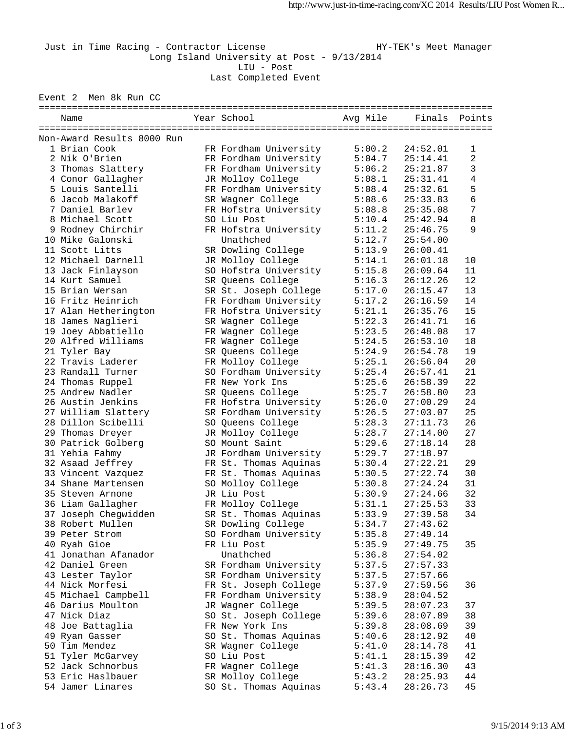Just in Time Racing - Contractor License HY-TEK's Meet Manager

Long Island University at Post - 9/13/2014

LIU - Post

Last Completed Event

Event 2 Men 8k Run CC

| | Name | Year | School | Avg Mile | Finals | Points |
|---|---|---|---|---|---|---|
| Non-Award Results 8000 Run | | | | | | |
| 1 | Brian Cook | FR | Fordham University | 5:00.2 | 24:52.01 | 1 |
| 2 | Nik O'Brien | FR | Fordham University | 5:04.7 | 25:14.41 | 2 |
| 3 | Thomas Slattery | FR | Fordham University | 5:06.2 | 25:21.87 | 3 |
| 4 | Conor Gallagher | JR | Molloy College | 5:08.1 | 25:31.41 | 4 |
| 5 | Louis Santelli | FR | Fordham University | 5:08.4 | 25:32.61 | 5 |
| 6 | Jacob Malakoff | SR | Wagner College | 5:08.6 | 25:33.83 | 6 |
| 7 | Daniel Barlev | FR | Hofstra University | 5:08.8 | 25:35.08 | 7 |
| 8 | Michael Scott | SO | Liu Post | 5:10.4 | 25:42.94 | 8 |
| 9 | Rodney Chirchir | FR | Hofstra University | 5:11.2 | 25:46.75 | 9 |
| 10 | Mike Galonski | | Unathched | 5:12.7 | 25:54.00 | |
| 11 | Scott Litts | SR | Dowling College | 5:13.9 | 26:00.41 | |
| 12 | Michael Darnell | JR | Molloy College | 5:14.1 | 26:01.18 | 10 |
| 13 | Jack Finlayson | SO | Hofstra University | 5:15.8 | 26:09.64 | 11 |
| 14 | Kurt Samuel | SR | Queens College | 5:16.3 | 26:12.26 | 12 |
| 15 | Brian Wersan | SR | St. Joseph College | 5:17.0 | 26:15.47 | 13 |
| 16 | Fritz Heinrich | FR | Fordham University | 5:17.2 | 26:16.59 | 14 |
| 17 | Alan Hetherington | FR | Hofstra University | 5:21.1 | 26:35.76 | 15 |
| 18 | James Naglieri | SR | Wagner College | 5:22.3 | 26:41.71 | 16 |
| 19 | Joey Abbatiello | FR | Wagner College | 5:23.5 | 26:48.08 | 17 |
| 20 | Alfred Williams | FR | Wagner College | 5:24.5 | 26:53.10 | 18 |
| 21 | Tyler Bay | SR | Queens College | 5:24.9 | 26:54.78 | 19 |
| 22 | Travis Laderer | FR | Molloy College | 5:25.1 | 26:56.04 | 20 |
| 23 | Randall Turner | SO | Fordham University | 5:25.4 | 26:57.41 | 21 |
| 24 | Thomas Ruppel | FR | New York Ins | 5:25.6 | 26:58.39 | 22 |
| 25 | Andrew Nadler | SR | Queens College | 5:25.7 | 26:58.80 | 23 |
| 26 | Austin Jenkins | FR | Hofstra University | 5:26.0 | 27:00.29 | 24 |
| 27 | William Slattery | SR | Fordham University | 5:26.5 | 27:03.07 | 25 |
| 28 | Dillon Scibelli | SO | Queens College | 5:28.3 | 27:11.73 | 26 |
| 29 | Thomas Dreyer | JR | Molloy College | 5:28.7 | 27:14.00 | 27 |
| 30 | Patrick Golberg | SO | Mount Saint | 5:29.6 | 27:18.14 | 28 |
| 31 | Yehia Fahmy | JR | Fordham University | 5:29.7 | 27:18.97 | |
| 32 | Asaad Jeffrey | FR | St. Thomas Aquinas | 5:30.4 | 27:22.21 | 29 |
| 33 | Vincent Vazquez | FR | St. Thomas Aquinas | 5:30.5 | 27:22.74 | 30 |
| 34 | Shane Martensen | SO | Molloy College | 5:30.8 | 27:24.24 | 31 |
| 35 | Steven Arnone | JR | Liu Post | 5:30.9 | 27:24.66 | 32 |
| 36 | Liam Gallagher | FR | Molloy College | 5:31.1 | 27:25.53 | 33 |
| 37 | Joseph Chegwidden | SR | St. Thomas Aquinas | 5:33.9 | 27:39.58 | 34 |
| 38 | Robert Mullen | SR | Dowling College | 5:34.7 | 27:43.62 | |
| 39 | Peter Strom | SO | Fordham University | 5:35.8 | 27:49.14 | |
| 40 | Ryah Gioe | FR | Liu Post | 5:35.9 | 27:49.75 | 35 |
| 41 | Jonathan Afanador | | Unathched | 5:36.8 | 27:54.02 | |
| 42 | Daniel Green | SR | Fordham University | 5:37.5 | 27:57.33 | |
| 43 | Lester Taylor | SR | Fordham University | 5:37.5 | 27:57.66 | |
| 44 | Nick Morfesi | FR | St. Joseph College | 5:37.9 | 27:59.56 | 36 |
| 45 | Michael Campbell | FR | Fordham University | 5:38.9 | 28:04.52 | |
| 46 | Darius Moulton | JR | Wagner College | 5:39.5 | 28:07.23 | 37 |
| 47 | Nick Diaz | SO | St. Joseph College | 5:39.6 | 28:07.89 | 38 |
| 48 | Joe Battaglia | FR | New York Ins | 5:39.8 | 28:08.69 | 39 |
| 49 | Ryan Gasser | SO | St. Thomas Aquinas | 5:40.6 | 28:12.92 | 40 |
| 50 | Tim Mendez | SR | Wagner College | 5:41.0 | 28:14.78 | 41 |
| 51 | Tyler McGarvey | SO | Liu Post | 5:41.1 | 28:15.39 | 42 |
| 52 | Jack Schnorbus | FR | Wagner College | 5:41.3 | 28:16.30 | 43 |
| 53 | Eric Haslbauer | SR | Molloy College | 5:43.2 | 28:25.93 | 44 |
| 54 | Jamer Linares | SO | St. Thomas Aquinas | 5:43.4 | 28:26.73 | 45 |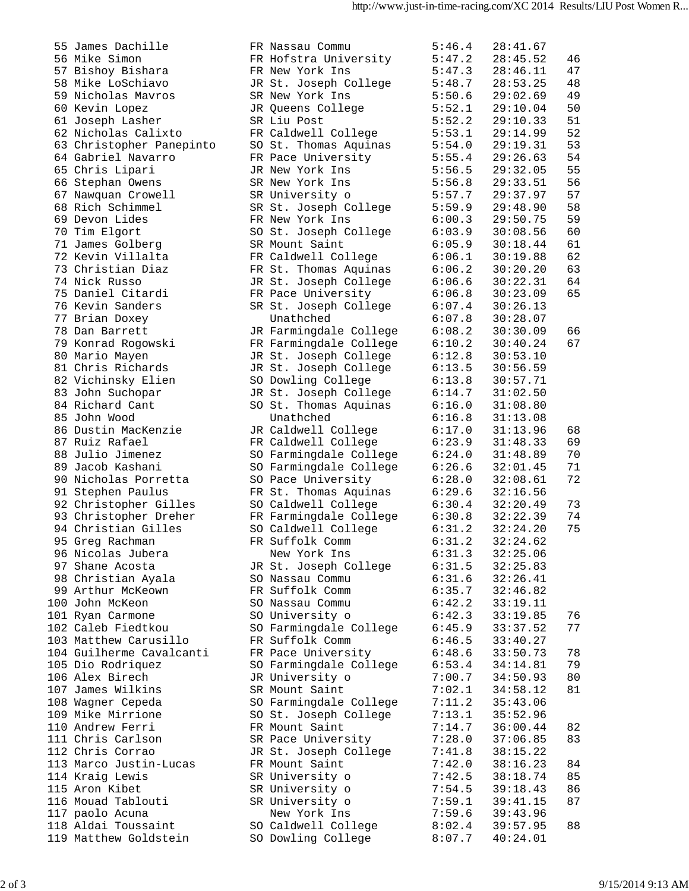| Place | Name | Yr | Team | Pace | Time | Score |
|---|---|---|---|---|---|---|
| 55 | James Dachille | FR | Nassau Commu | 5:46.4 | 28:41.67 | |
| 56 | Mike Simon | FR | Hofstra University | 5:47.2 | 28:45.52 | 46 |
| 57 | Bishoy Bishara | FR | New York Ins | 5:47.3 | 28:46.11 | 47 |
| 58 | Mike LoSchiavo | JR | St. Joseph College | 5:48.7 | 28:53.25 | 48 |
| 59 | Nicholas Mavros | SR | New York Ins | 5:50.6 | 29:02.69 | 49 |
| 60 | Kevin Lopez | JR | Queens College | 5:52.1 | 29:10.04 | 50 |
| 61 | Joseph Lasher | SR | Liu Post | 5:52.2 | 29:10.33 | 51 |
| 62 | Nicholas Calixto | FR | Caldwell College | 5:53.1 | 29:14.99 | 52 |
| 63 | Christopher Panepinto | SO | St. Thomas Aquinas | 5:54.0 | 29:19.31 | 53 |
| 64 | Gabriel Navarro | FR | Pace University | 5:55.4 | 29:26.63 | 54 |
| 65 | Chris Lipari | JR | New York Ins | 5:56.5 | 29:32.05 | 55 |
| 66 | Stephan Owens | SR | New York Ins | 5:56.8 | 29:33.51 | 56 |
| 67 | Nawquan Crowell | SR | University o | 5:57.7 | 29:37.97 | 57 |
| 68 | Rich Schimmel | SR | St. Joseph College | 5:59.9 | 29:48.90 | 58 |
| 69 | Devon Lides | FR | New York Ins | 6:00.3 | 29:50.75 | 59 |
| 70 | Tim Elgort | SO | St. Joseph College | 6:03.9 | 30:08.56 | 60 |
| 71 | James Golberg | SR | Mount Saint | 6:05.9 | 30:18.44 | 61 |
| 72 | Kevin Villalta | FR | Caldwell College | 6:06.1 | 30:19.88 | 62 |
| 73 | Christian Diaz | FR | St. Thomas Aquinas | 6:06.2 | 30:20.20 | 63 |
| 74 | Nick Russo | JR | St. Joseph College | 6:06.6 | 30:22.31 | 64 |
| 75 | Daniel Citardi | FR | Pace University | 6:06.8 | 30:23.09 | 65 |
| 76 | Kevin Sanders | SR | St. Joseph College | 6:07.4 | 30:26.13 | |
| 77 | Brian Doxey | | Unathched | 6:07.8 | 30:28.07 | |
| 78 | Dan Barrett | JR | Farmingdale College | 6:08.2 | 30:30.09 | 66 |
| 79 | Konrad Rogowski | FR | Farmingdale College | 6:10.2 | 30:40.24 | 67 |
| 80 | Mario Mayen | JR | St. Joseph College | 6:12.8 | 30:53.10 | |
| 81 | Chris Richards | JR | St. Joseph College | 6:13.5 | 30:56.59 | |
| 82 | Vichinsky Elien | SO | Dowling College | 6:13.8 | 30:57.71 | |
| 83 | John Suchopar | JR | St. Joseph College | 6:14.7 | 31:02.50 | |
| 84 | Richard Cant | SO | St. Thomas Aquinas | 6:16.0 | 31:08.80 | |
| 85 | John Wood | | Unathched | 6:16.8 | 31:13.08 | |
| 86 | Dustin MacKenzie | JR | Caldwell College | 6:17.0 | 31:13.96 | 68 |
| 87 | Ruiz Rafael | FR | Caldwell College | 6:23.9 | 31:48.33 | 69 |
| 88 | Julio Jimenez | SO | Farmingdale College | 6:24.0 | 31:48.89 | 70 |
| 89 | Jacob Kashani | SO | Farmingdale College | 6:26.6 | 32:01.45 | 71 |
| 90 | Nicholas Porretta | SO | Pace University | 6:28.0 | 32:08.61 | 72 |
| 91 | Stephen Paulus | FR | St. Thomas Aquinas | 6:29.6 | 32:16.56 | |
| 92 | Christopher Gilles | SO | Caldwell College | 6:30.4 | 32:20.49 | 73 |
| 93 | Christopher Dreher | FR | Farmingdale College | 6:30.8 | 32:22.39 | 74 |
| 94 | Christian Gilles | SO | Caldwell College | 6:31.2 | 32:24.20 | 75 |
| 95 | Greg Rachman | FR | Suffolk Comm | 6:31.2 | 32:24.62 | |
| 96 | Nicolas Jubera | | New York Ins | 6:31.3 | 32:25.06 | |
| 97 | Shane Acosta | JR | St. Joseph College | 6:31.5 | 32:25.83 | |
| 98 | Christian Ayala | SO | Nassau Commu | 6:31.6 | 32:26.41 | |
| 99 | Arthur McKeown | FR | Suffolk Comm | 6:35.7 | 32:46.82 | |
| 100 | John McKeon | SO | Nassau Commu | 6:42.2 | 33:19.11 | |
| 101 | Ryan Carmone | SO | University o | 6:42.3 | 33:19.85 | 76 |
| 102 | Caleb Fiedtkou | SO | Farmingdale College | 6:45.9 | 33:37.52 | 77 |
| 103 | Matthew Carusillo | FR | Suffolk Comm | 6:46.5 | 33:40.27 | |
| 104 | Guilherme Cavalcanti | FR | Pace University | 6:48.6 | 33:50.73 | 78 |
| 105 | Dio Rodriquez | SO | Farmingdale College | 6:53.4 | 34:14.81 | 79 |
| 106 | Alex Birech | JR | University o | 7:00.7 | 34:50.93 | 80 |
| 107 | James Wilkins | SR | Mount Saint | 7:02.1 | 34:58.12 | 81 |
| 108 | Wagner Cepeda | SO | Farmingdale College | 7:11.2 | 35:43.06 | |
| 109 | Mike Mirrione | SO | St. Joseph College | 7:13.1 | 35:52.96 | |
| 110 | Andrew Ferri | FR | Mount Saint | 7:14.7 | 36:00.44 | 82 |
| 111 | Chris Carlson | SR | Pace University | 7:28.0 | 37:06.85 | 83 |
| 112 | Chris Corrao | JR | St. Joseph College | 7:41.8 | 38:15.22 | |
| 113 | Marco Justin-Lucas | FR | Mount Saint | 7:42.0 | 38:16.23 | 84 |
| 114 | Kraig Lewis | SR | University o | 7:42.5 | 38:18.74 | 85 |
| 115 | Aron Kibet | SR | University o | 7:54.5 | 39:18.43 | 86 |
| 116 | Mouad Tablouti | SR | University o | 7:59.1 | 39:41.15 | 87 |
| 117 | paolo Acuna | | New York Ins | 7:59.6 | 39:43.96 | |
| 118 | Aldai Toussaint | SO | Caldwell College | 8:02.4 | 39:57.95 | 88 |
| 119 | Matthew Goldstein | SO | Dowling College | 8:07.7 | 40:24.01 | |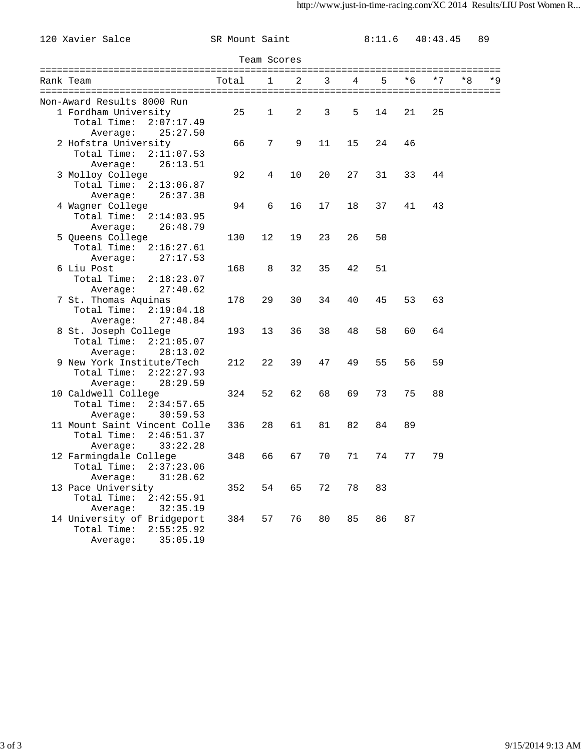120 Xavier Salce SR Mount Saint 8:11.6 40:43.45 89

## Team Scores

| Rank | Team | Total | 1 | 2 | 3 | 4 | 5 | *6 | *7 | *8 | *9 |
|---|---|---|---|---|---|---|---|---|---|---|---|
| Non-Award Results 8000 Run | | | | | | | | | | | |
| 1 | Fordham University | 25 | 1 | 2 | 3 | 5 | 14 | 21 | 25 | | |
| | Total Time: 2:07:17.49 | | | | | | | | | | |
| | Average: 25:27.50 | | | | | | | | | | |
| 2 | Hofstra University | 66 | 7 | 9 | 11 | 15 | 24 | 46 | | | |
| | Total Time: 2:11:07.53 | | | | | | | | | | |
| | Average: 26:13.51 | | | | | | | | | | |
| 3 | Molloy College | 92 | 4 | 10 | 20 | 27 | 31 | 33 | 44 | | |
| | Total Time: 2:13:06.87 | | | | | | | | | | |
| | Average: 26:37.38 | | | | | | | | | | |
| 4 | Wagner College | 94 | 6 | 16 | 17 | 18 | 37 | 41 | 43 | | |
| | Total Time: 2:14:03.95 | | | | | | | | | | |
| | Average: 26:48.79 | | | | | | | | | | |
| 5 | Queens College | 130 | 12 | 19 | 23 | 26 | 50 | | | | |
| | Total Time: 2:16:27.61 | | | | | | | | | | |
| | Average: 27:17.53 | | | | | | | | | | |
| 6 | Liu Post | 168 | 8 | 32 | 35 | 42 | 51 | | | | |
| | Total Time: 2:18:23.07 | | | | | | | | | | |
| | Average: 27:40.62 | | | | | | | | | | |
| 7 | St. Thomas Aquinas | 178 | 29 | 30 | 34 | 40 | 45 | 53 | 63 | | |
| | Total Time: 2:19:04.18 | | | | | | | | | | |
| | Average: 27:48.84 | | | | | | | | | | |
| 8 | St. Joseph College | 193 | 13 | 36 | 38 | 48 | 58 | 60 | 64 | | |
| | Total Time: 2:21:05.07 | | | | | | | | | | |
| | Average: 28:13.02 | | | | | | | | | | |
| 9 | New York Institute/Tech | 212 | 22 | 39 | 47 | 49 | 55 | 56 | 59 | | |
| | Total Time: 2:22:27.93 | | | | | | | | | | |
| | Average: 28:29.59 | | | | | | | | | | |
| 10 | Caldwell College | 324 | 52 | 62 | 68 | 69 | 73 | 75 | 88 | | |
| | Total Time: 2:34:57.65 | | | | | | | | | | |
| | Average: 30:59.53 | | | | | | | | | | |
| 11 | Mount Saint Vincent Colle | 336 | 28 | 61 | 81 | 82 | 84 | 89 | | | |
| | Total Time: 2:46:51.37 | | | | | | | | | | |
| | Average: 33:22.28 | | | | | | | | | | |
| 12 | Farmingdale College | 348 | 66 | 67 | 70 | 71 | 74 | 77 | 79 | | |
| | Total Time: 2:37:23.06 | | | | | | | | | | |
| | Average: 31:28.62 | | | | | | | | | | |
| 13 | Pace University | 352 | 54 | 65 | 72 | 78 | 83 | | | | |
| | Total Time: 2:42:55.91 | | | | | | | | | | |
| | Average: 32:35.19 | | | | | | | | | | |
| 14 | University of Bridgeport | 384 | 57 | 76 | 80 | 85 | 86 | 87 | | | |
| | Total Time: 2:55:25.92 | | | | | | | | | | |
| | Average: 35:05.19 | | | | | | | | | | |